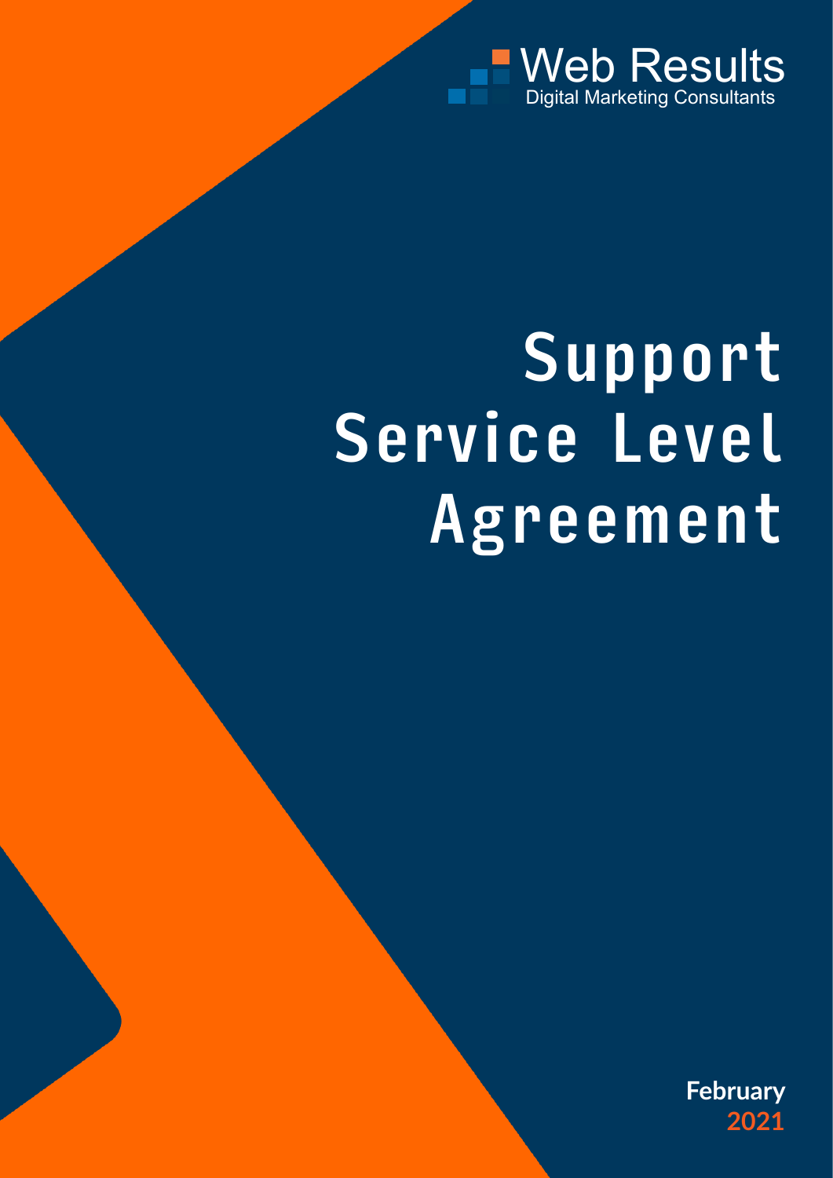Web Results
Digital Marketing Consultants

# Support Service Level Agreement

**February**
**2021**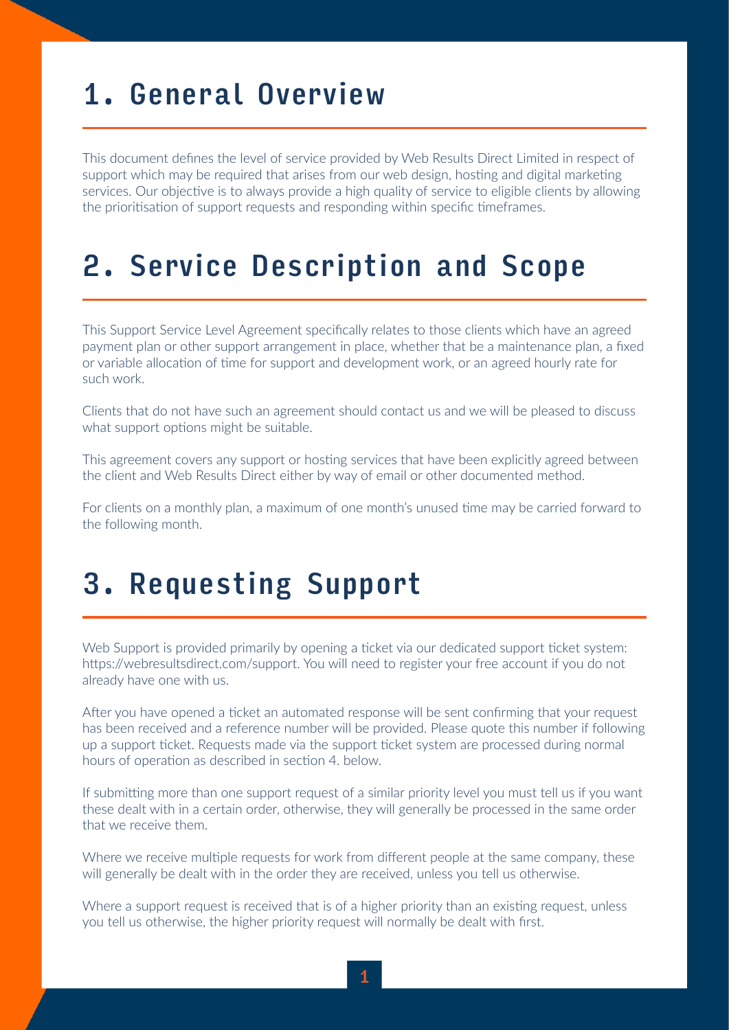# 1. General Overview

This document defines the level of service provided by Web Results Direct Limited in respect of support which may be required that arises from our web design, hosting and digital marketing services. Our objective is to always provide a high quality of service to eligible clients by allowing the prioritisation of support requests and responding within specific timeframes.

# 2. Service Description and Scope

This Support Service Level Agreement specifically relates to those clients which have an agreed payment plan or other support arrangement in place, whether that be a maintenance plan, a fixed or variable allocation of time for support and development work, or an agreed hourly rate for such work.

Clients that do not have such an agreement should contact us and we will be pleased to discuss what support options might be suitable.

This agreement covers any support or hosting services that have been explicitly agreed between the client and Web Results Direct either by way of email or other documented method.

For clients on a monthly plan, a maximum of one month's unused time may be carried forward to the following month.

# 3. Requesting Support

Web Support is provided primarily by opening a ticket via our dedicated support ticket system: https://webresultsdirect.com/support. You will need to register your free account if you do not already have one with us.

After you have opened a ticket an automated response will be sent confirming that your request has been received and a reference number will be provided. Please quote this number if following up a support ticket. Requests made via the support ticket system are processed during normal hours of operation as described in section 4. below.

If submitting more than one support request of a similar priority level you must tell us if you want these dealt with in a certain order, otherwise, they will generally be processed in the same order that we receive them.

Where we receive multiple requests for work from different people at the same company, these will generally be dealt with in the order they are received, unless you tell us otherwise.

Where a support request is received that is of a higher priority than an existing request, unless you tell us otherwise, the higher priority request will normally be dealt with first.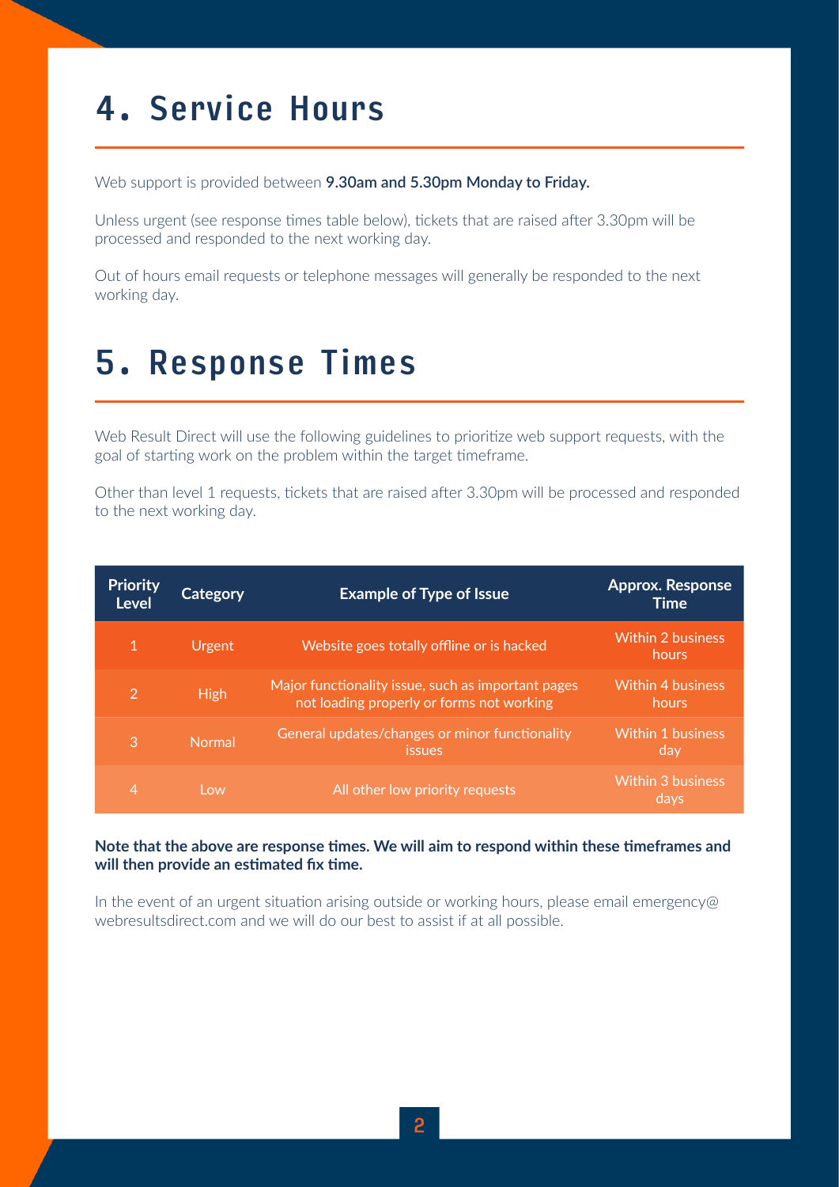# 4. Service Hours

Web support is provided between **9.30am and 5.30pm Monday to Friday.**

Unless urgent (see response times table below), tickets that are raised after 3.30pm will be processed and responded to the next working day.

Out of hours email requests or telephone messages will generally be responded to the next working day.

# 5. Response Times

Web Result Direct will use the following guidelines to prioritize web support requests, with the goal of starting work on the problem within the target timeframe.

Other than level 1 requests, tickets that are raised after 3.30pm will be processed and responded to the next working day.

| Priority Level | Category | Example of Type of Issue | Approx. Response Time |
| --- | --- | --- | --- |
| 1 | Urgent | Website goes totally offline or is hacked | Within 2 business hours |
| 2 | High | Major functionality issue, such as important pages not loading properly or forms not working | Within 4 business hours |
| 3 | Normal | General updates/changes or minor functionality issues | Within 1 business day |
| 4 | Low | All other low priority requests | Within 3 business days |

**Note that the above are response times. We will aim to respond within these timeframes and will then provide an estimated fix time.**

In the event of an urgent situation arising outside or working hours, please email emergency@webresultsdirect.com and we will do our best to assist if at all possible.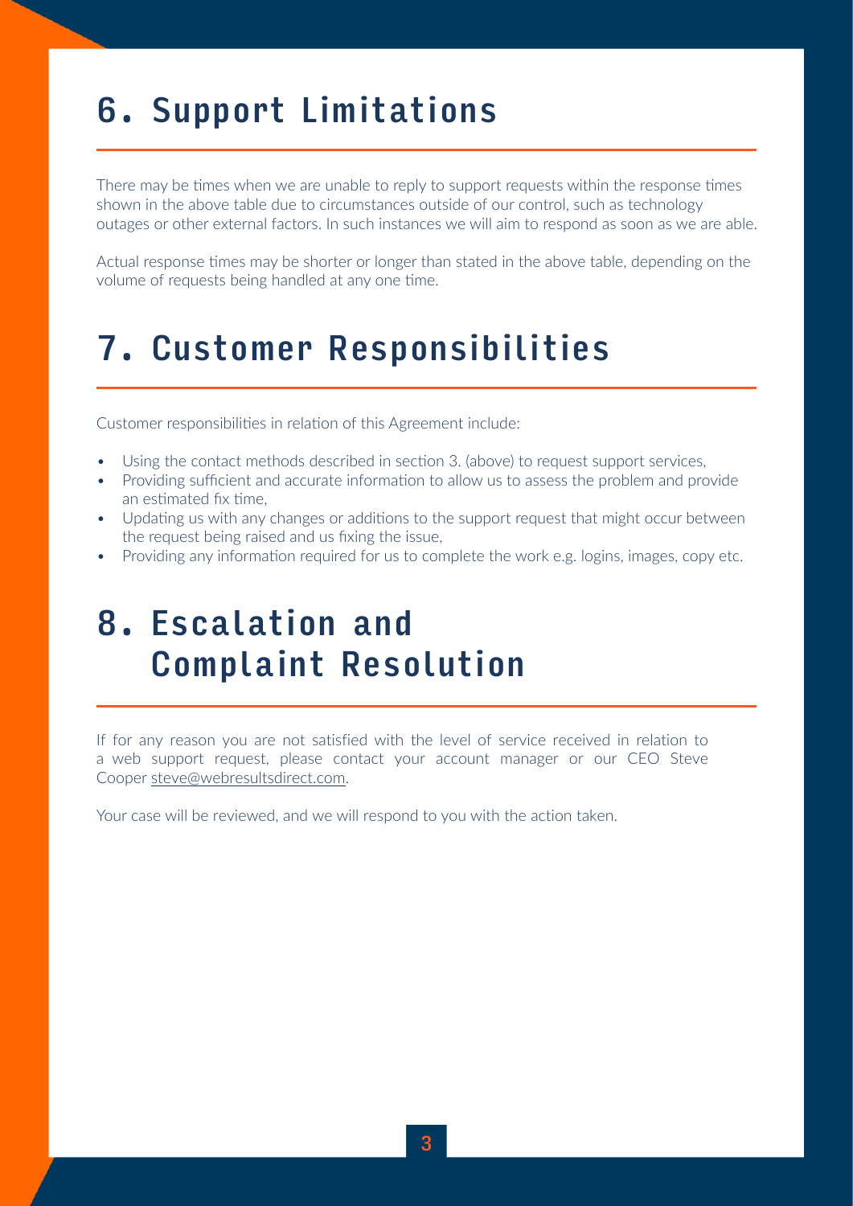# 6. Support Limitations

There may be times when we are unable to reply to support requests within the response times shown in the above table due to circumstances outside of our control, such as technology outages or other external factors. In such instances we will aim to respond as soon as we are able.

Actual response times may be shorter or longer than stated in the above table, depending on the volume of requests being handled at any one time.

# 7. Customer Responsibilities

Customer responsibilities in relation of this Agreement include:

- Using the contact methods described in section 3. (above) to request support services,
- Providing sufficient and accurate information to allow us to assess the problem and provide an estimated fix time,
- Updating us with any changes or additions to the support request that might occur between the request being raised and us fixing the issue,
- Providing any information required for us to complete the work e.g. logins, images, copy etc.

# 8. Escalation and Complaint Resolution

If for any reason you are not satisfied with the level of service received in relation to a web support request, please contact your account manager or our CEO Steve Cooper steve@webresultsdirect.com.

Your case will be reviewed, and we will respond to you with the action taken.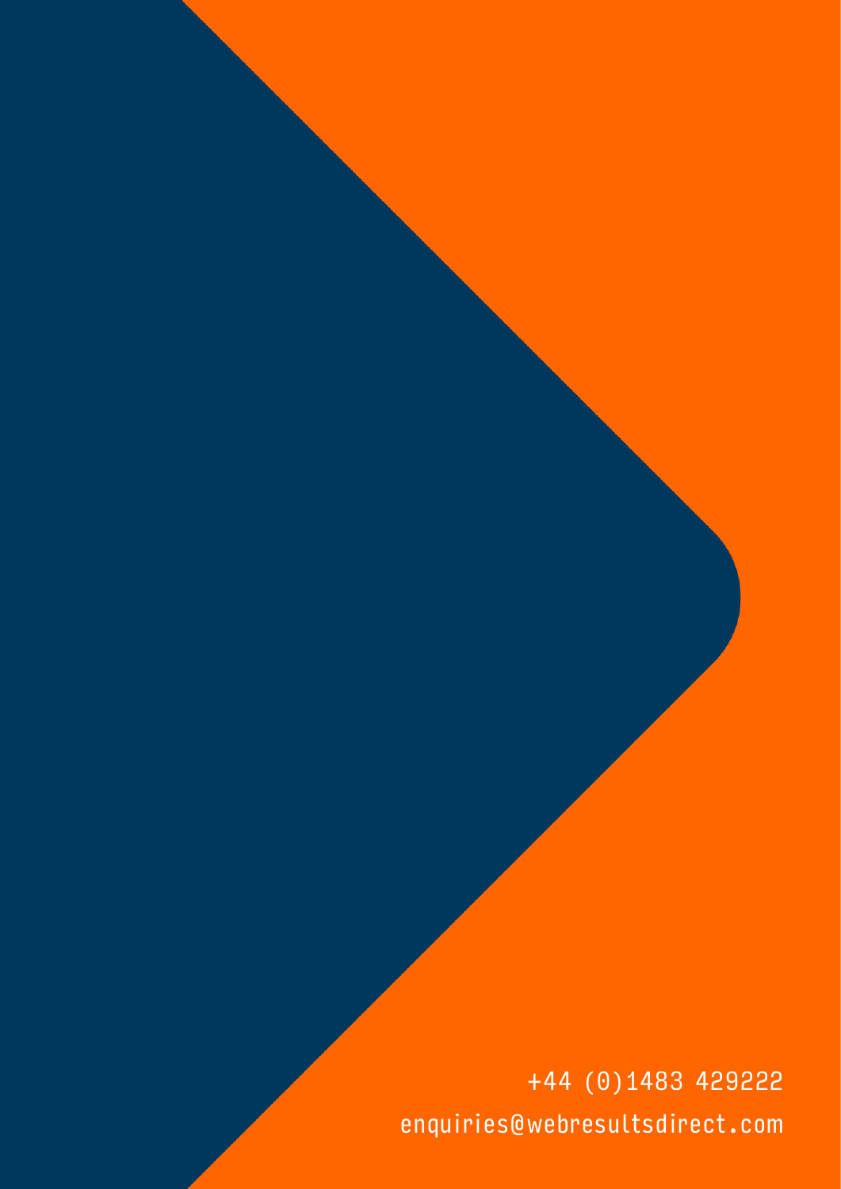+44 (0)1483 429222

enquiries@webresultsdirect.com